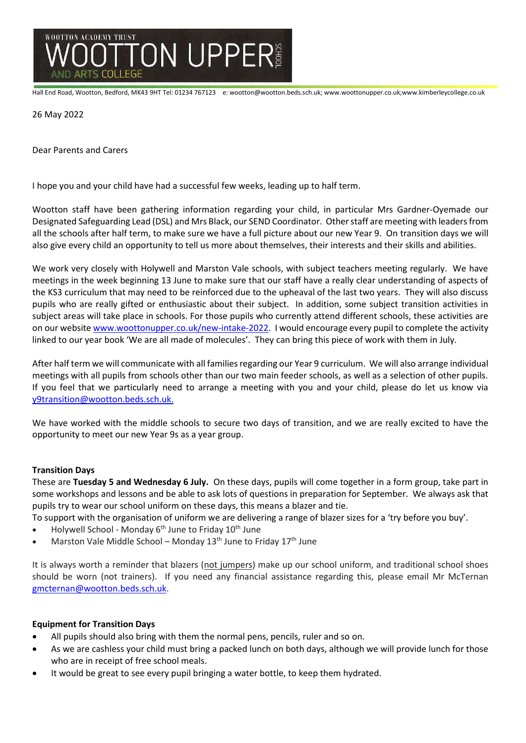# WOOTTON ACADEMY TRUST
# WOOTTON UPPER SCHOOL
AND ARTS COLLEGE

Hall End Road, Wootton, Bedford, MK43 9HT Tel: 01234 767123 e: wootton@wootton.beds.sch.uk; www.woottonupper.co.uk;www.kimberleycollege.co.uk

26 May 2022

Dear Parents and Carers

I hope you and your child have had a successful few weeks, leading up to half term.

Wootton staff have been gathering information regarding your child, in particular Mrs Gardner-Oyemade our Designated Safeguarding Lead (DSL) and Mrs Black, our SEND Coordinator. Other staff are meeting with leaders from all the schools after half term, to make sure we have a full picture about our new Year 9. On transition days we will also give every child an opportunity to tell us more about themselves, their interests and their skills and abilities.

We work very closely with Holywell and Marston Vale schools, with subject teachers meeting regularly. We have meetings in the week beginning 13 June to make sure that our staff have a really clear understanding of aspects of the KS3 curriculum that may need to be reinforced due to the upheaval of the last two years. They will also discuss pupils who are really gifted or enthusiastic about their subject. In addition, some subject transition activities in subject areas will take place in schools. For those pupils who currently attend different schools, these activities are on our website www.woottonupper.co.uk/new-intake-2022. I would encourage every pupil to complete the activity linked to our year book 'We are all made of molecules'. They can bring this piece of work with them in July.

After half term we will communicate with all families regarding our Year 9 curriculum. We will also arrange individual meetings with all pupils from schools other than our two main feeder schools, as well as a selection of other pupils. If you feel that we particularly need to arrange a meeting with you and your child, please do let us know via y9transition@wootton.beds.sch.uk.

We have worked with the middle schools to secure two days of transition, and we are really excited to have the opportunity to meet our new Year 9s as a year group.

**Transition Days**

These are **Tuesday 5 and Wednesday 6 July.** On these days, pupils will come together in a form group, take part in some workshops and lessons and be able to ask lots of questions in preparation for September. We always ask that pupils try to wear our school uniform on these days, this means a blazer and tie.

To support with the organisation of uniform we are delivering a range of blazer sizes for a 'try before you buy'.

- Holywell School - Monday 6th June to Friday 10th June
- Marston Vale Middle School – Monday 13th June to Friday 17th June

It is always worth a reminder that blazers (not jumpers) make up our school uniform, and traditional school shoes should be worn (not trainers). If you need any financial assistance regarding this, please email Mr McTernan gmcternan@wootton.beds.sch.uk.

**Equipment for Transition Days**

- All pupils should also bring with them the normal pens, pencils, ruler and so on.
- As we are cashless your child must bring a packed lunch on both days, although we will provide lunch for those who are in receipt of free school meals.
- It would be great to see every pupil bringing a water bottle, to keep them hydrated.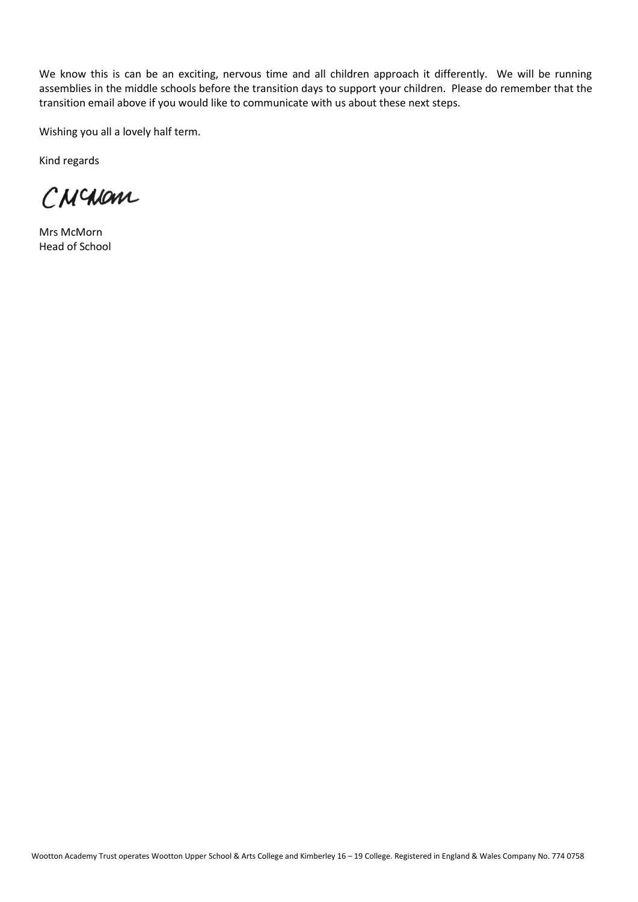We know this is can be an exciting, nervous time and all children approach it differently. We will be running assemblies in the middle schools before the transition days to support your children. Please do remember that the transition email above if you would like to communicate with us about these next steps.

Wishing you all a lovely half term.

Kind regards

CMcMorn

Mrs McMorn
Head of School

Wootton Academy Trust operates Wootton Upper School & Arts College and Kimberley 16 – 19 College. Registered in England & Wales Company No. 774 0758